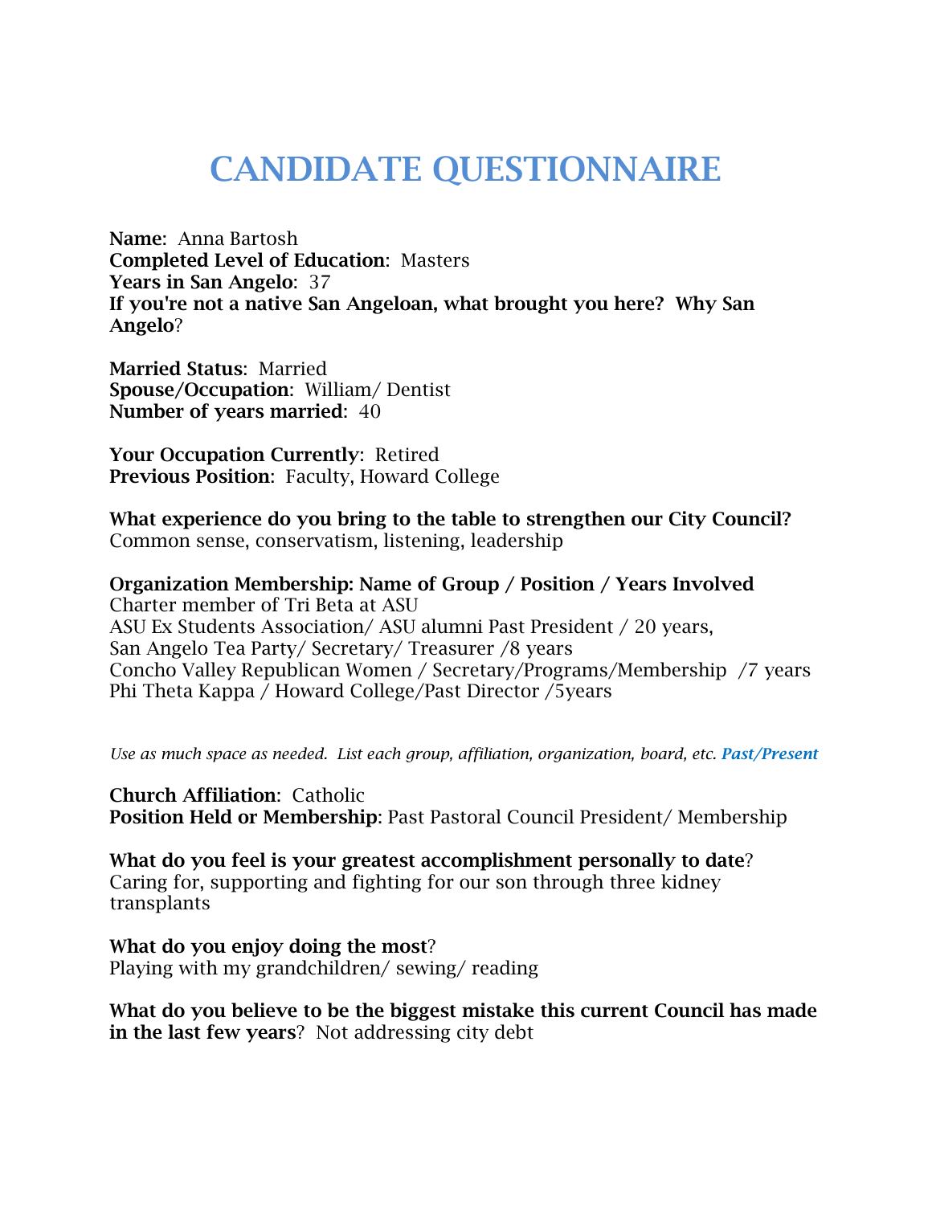# CANDIDATE QUESTIONNAIRE

**Name**: Anna Bartosh
**Completed Level of Education**: Masters
**Years in San Angelo**: 37
**If you're not a native San Angeloan, what brought you here? Why San Angelo**?

**Married Status**: Married
**Spouse/Occupation**: William/ Dentist
**Number of years married**: 40

**Your Occupation Currently**: Retired
**Previous Position**: Faculty, Howard College

**What experience do you bring to the table to strengthen our City Council?**
Common sense, conservatism, listening, leadership

**Organization Membership: Name of Group / Position / Years Involved**
Charter member of Tri Beta at ASU
ASU Ex Students Association/ ASU alumni Past President / 20 years,
San Angelo Tea Party/ Secretary/ Treasurer /8 years
Concho Valley Republican Women / Secretary/Programs/Membership /7 years
Phi Theta Kappa / Howard College/Past Director /5years

*Use as much space as needed. List each group, affiliation, organization, board, etc.* ***Past/Present***

**Church Affiliation**: Catholic
**Position Held or Membership**: Past Pastoral Council President/ Membership

**What do you feel is your greatest accomplishment personally to date**?
Caring for, supporting and fighting for our son through three kidney transplants

**What do you enjoy doing the most**?
Playing with my grandchildren/ sewing/ reading

**What do you believe to be the biggest mistake this current Council has made in the last few years**? Not addressing city debt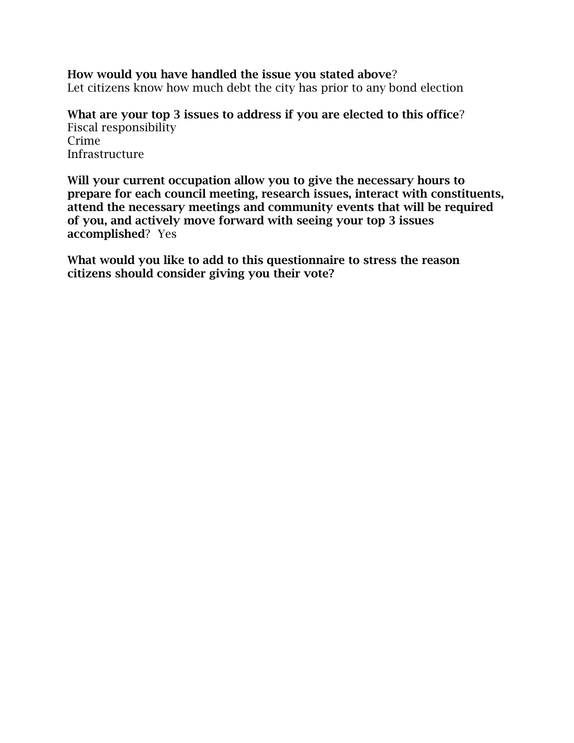**How would you have handled the issue you stated above**?
Let citizens know how much debt the city has prior to any bond election

**What are your top 3 issues to address if you are elected to this office**?
Fiscal responsibility
Crime
Infrastructure

**Will your current occupation allow you to give the necessary hours to prepare for each council meeting, research issues, interact with constituents, attend the necessary meetings and community events that will be required of you, and actively move forward with seeing your top 3 issues accomplished**? Yes

**What would you like to add to this questionnaire to stress the reason citizens should consider giving you their vote?**